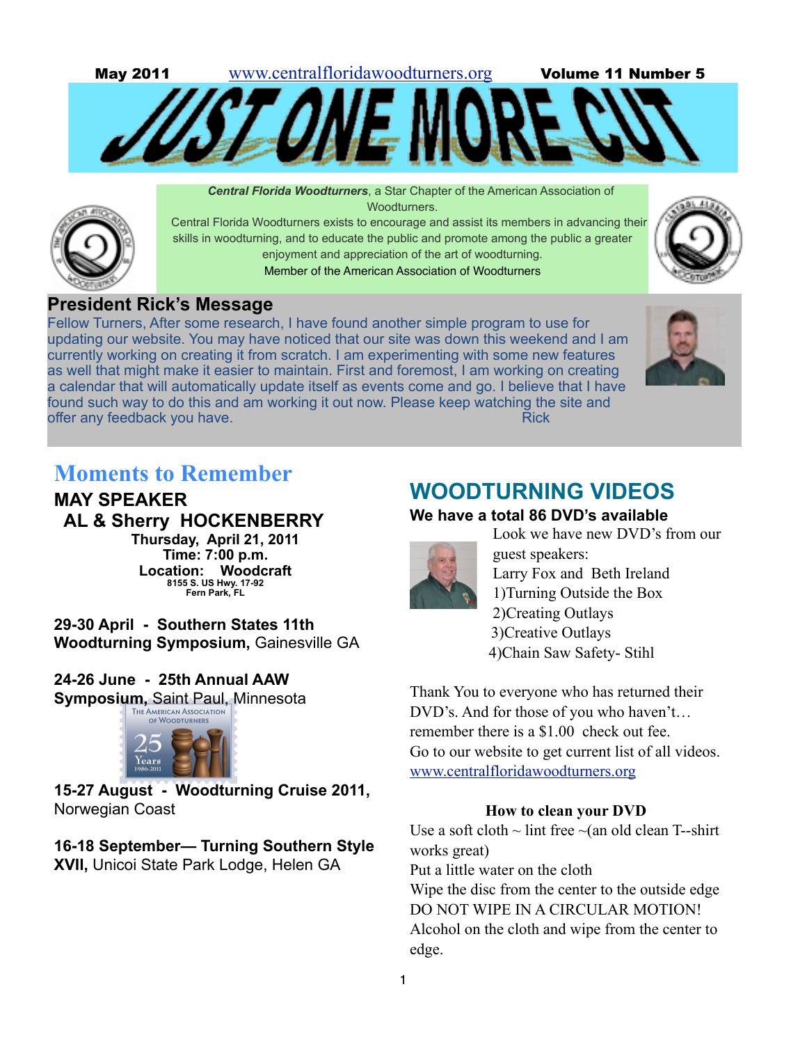May 2011 www.centralfloridawoodturners.org Volume 11 Number 5

# JUST ONE MORE CUT

***Central Florida Woodturners***, a Star Chapter of the American Association of Woodturners.

Central Florida Woodturners exists to encourage and assist its members in advancing their skills in woodturning, and to educate the public and promote among the public a greater enjoyment and appreciation of the art of woodturning.

Member of the American Association of Woodturners

## President Rick's Message

Fellow Turners, After some research, I have found another simple program to use for updating our website. You may have noticed that our site was down this weekend and I am currently working on creating it from scratch. I am experimenting with some new features as well that might make it easier to maintain. First and foremost, I am working on creating a calendar that will automatically update itself as events come and go. I believe that I have found such way to do this and am working it out now. Please keep watching the site and offer any feedback you have.

Rick

## Moments to Remember

### MAY SPEAKER

### AL & Sherry HOCKENBERRY

**Thursday, April 21, 2011**
**Time: 7:00 p.m.**
**Location: Woodcraft**
**8155 S. US Hwy. 17-92**
**Fern Park, FL**

**29-30 April - Southern States 11th Woodturning Symposium,** Gainesville GA

**24-26 June - 25th Annual AAW Symposium,** Saint Paul, Minnesota

**15-27 August - Woodturning Cruise 2011,** Norwegian Coast

**16-18 September— Turning Southern Style XVII,** Unicoi State Park Lodge, Helen GA

## WOODTURNING VIDEOS

**We have a total 86 DVD's available**

Look we have new DVD's from our guest speakers:
Larry Fox and Beth Ireland

1) Turning Outside the Box
2) Creating Outlays
3) Creative Outlays
4) Chain Saw Safety- Stihl

Thank You to everyone who has returned their DVD's. And for those of you who haven't… remember there is a $1.00 check out fee.
Go to our website to get current list of all videos.
www.centralfloridawoodturners.org

**How to clean your DVD**

Use a soft cloth ~ lint free ~(an old clean T--shirt works great)
Put a little water on the cloth
Wipe the disc from the center to the outside edge
DO NOT WIPE IN A CIRCULAR MOTION!
Alcohol on the cloth and wipe from the center to edge.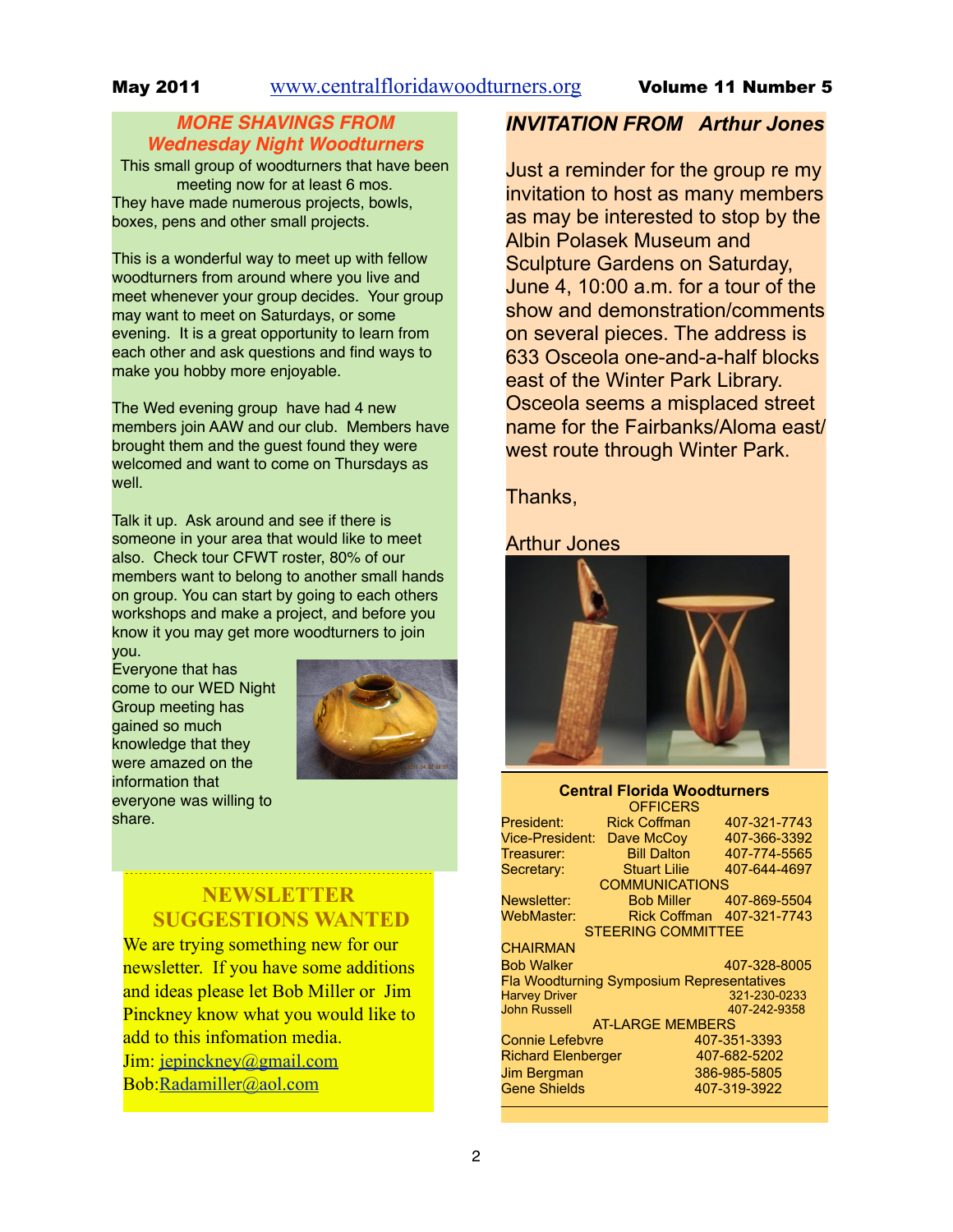## MORE SHAVINGS FROM Wednesday Night Woodturners

This small group of woodturners that have been meeting now for at least 6 mos. They have made numerous projects, bowls, boxes, pens and other small projects.

This is a wonderful way to meet up with fellow woodturners from around where you live and meet whenever your group decides. Your group may want to meet on Saturdays, or some evening. It is a great opportunity to learn from each other and ask questions and find ways to make you hobby more enjoyable.

The Wed evening group have had 4 new members join AAW and our club. Members have brought them and the guest found they were welcomed and want to come on Thursdays as well.

Talk it up. Ask around and see if there is someone in your area that would like to meet also. Check tour CFWT roster, 80% of our members want to belong to another small hands on group. You can start by going to each others workshops and make a project, and before you know it you may get more woodturners to join you.

Everyone that has come to our WED Night Group meeting has gained so much knowledge that they were amazed on the information that everyone was willing to share.

## NEWSLETTER SUGGESTIONS WANTED

We are trying something new for our newsletter. If you have some additions and ideas please let Bob Miller or Jim Pinckney know what you would like to add to this infomation media.

Jim: jepinckney@gmail.com

Bob:Radamiller@aol.com

## INVITATION FROM Arthur Jones

Just a reminder for the group re my invitation to host as many members as may be interested to stop by the Albin Polasek Museum and Sculpture Gardens on Saturday, June 4, 10:00 a.m. for a tour of the show and demonstration/comments on several pieces. The address is 633 Osceola one-and-a-half blocks east of the Winter Park Library. Osceola seems a misplaced street name for the Fairbanks/Aloma east/west route through Winter Park.

Thanks,

Arthur Jones

## Central Florida Woodturners

**OFFICERS**

| | | |
|---|---|---|
| President: | Rick Coffman | 407-321-7743 |
| Vice-President: | Dave McCoy | 407-366-3392 |
| Treasurer: | Bill Dalton | 407-774-5565 |
| Secretary: | Stuart Lilie | 407-644-4697 |

**COMMUNICATIONS**

| | | |
|---|---|---|
| Newsletter: | Bob Miller | 407-869-5504 |
| WebMaster: | Rick Coffman | 407-321-7743 |

**STEERING COMMITTEE**

CHAIRMAN

| | |
|---|---|
| Bob Walker | 407-328-8005 |

Fla Woodturning Symposium Representatives

| | |
|---|---|
| Harvey Driver | 321-230-0233 |
| John Russell | 407-242-9358 |

**AT-LARGE MEMBERS**

| | |
|---|---|
| Connie Lefebvre | 407-351-3393 |
| Richard Elenberger | 407-682-5202 |
| Jim Bergman | 386-985-5805 |
| Gene Shields | 407-319-3922 |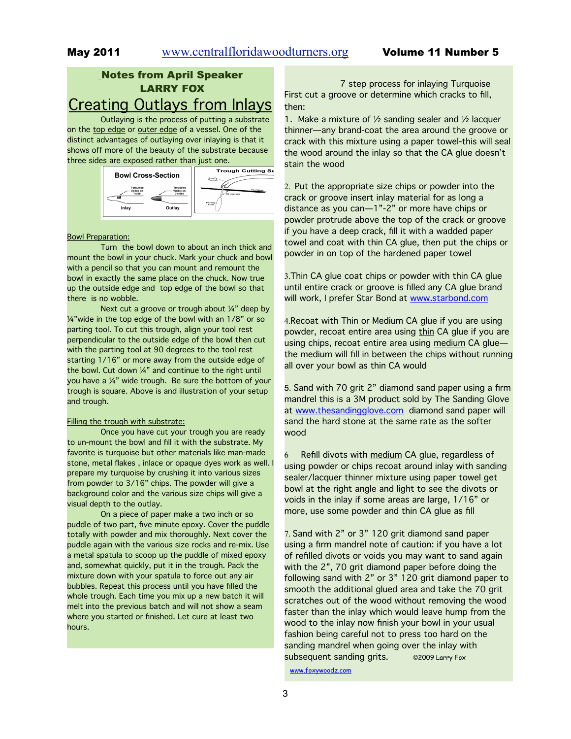## Notes from April Speaker
## LARRY FOX

# Creating Outlays from Inlays

Outlaying is the process of putting a substrate on the top edge or outer edge of a vessel. One of the distinct advantages of outlaying over inlaying is that it shows off more of the beauty of the substrate because three sides are exposed rather than just one.

Bowl Preparation:

Turn the bowl down to about an inch thick and mount the bowl in your chuck. Mark your chuck and bowl with a pencil so that you can mount and remount the bowl in exactly the same place on the chuck. Now true up the outside edge and top edge of the bowl so that there is no wobble.

Next cut a groove or trough about ¼" deep by ¼"wide in the top edge of the bowl with an 1/8" or so parting tool. To cut this trough, align your tool rest perpendicular to the outside edge of the bowl then cut with the parting tool at 90 degrees to the tool rest starting 1/16" or more away from the outside edge of the bowl. Cut down ¼" and continue to the right until you have a ¼" wide trough. Be sure the bottom of your trough is square. Above is and illustration of your setup and trough.

Filling the trough with substrate:

Once you have cut your trough you are ready to un-mount the bowl and fill it with the substrate. My favorite is turquoise but other materials like man-made stone, metal flakes , inlace or opaque dyes work as well. I prepare my turquoise by crushing it into various sizes from powder to 3/16" chips. The powder will give a background color and the various size chips will give a visual depth to the outlay.

On a piece of paper make a two inch or so puddle of two part, five minute epoxy. Cover the puddle totally with powder and mix thoroughly. Next cover the puddle again with the various size rocks and re-mix. Use a metal spatula to scoop up the puddle of mixed epoxy and, somewhat quickly, put it in the trough. Pack the mixture down with your spatula to force out any air bubbles. Repeat this process until you have filled the whole trough. Each time you mix up a new batch it will melt into the previous batch and will not show a seam where you started or finished. Let cure at least two hours.

7 step process for inlaying Turquoise

First cut a groove or determine which cracks to fill, then:

1. Make a mixture of ½ sanding sealer and ½ lacquer thinner—any brand-coat the area around the groove or crack with this mixture using a paper towel-this will seal the wood around the inlay so that the CA glue doesn't stain the wood

2. Put the appropriate size chips or powder into the crack or groove insert inlay material for as long a distance as you can—1"-2" or more have chips or powder protrude above the top of the crack or groove if you have a deep crack, fill it with a wadded paper towel and coat with thin CA glue, then put the chips or powder in on top of the hardened paper towel

3. Thin CA glue coat chips or powder with thin CA glue until entire crack or groove is filled any CA glue brand will work, I prefer Star Bond at www.starbond.com

4. Recoat with Thin or Medium CA glue if you are using powder, recoat entire area using thin CA glue if you are using chips, recoat entire area using medium CA glue—the medium will fill in between the chips without running all over your bowl as thin CA would

5. Sand with 70 grit 2" diamond sand paper using a firm mandrel this is a 3M product sold by The Sanding Glove at www.thesandingglove.com diamond sand paper will sand the hard stone at the same rate as the softer wood

6 Refill divots with medium CA glue, regardless of using powder or chips recoat around inlay with sanding sealer/lacquer thinner mixture using paper towel get bowl at the right angle and light to see the divots or voids in the inlay if some areas are large, 1/16" or more, use some powder and thin CA glue as fill

7. Sand with 2" or 3" 120 grit diamond sand paper using a firm mandrel note of caution: if you have a lot of refilled divots or voids you may want to sand again with the 2", 70 grit diamond paper before doing the following sand with 2" or 3" 120 grit diamond paper to smooth the additional glued area and take the 70 grit scratches out of the wood without removing the wood faster than the inlay which would leave hump from the wood to the inlay now finish your bowl in your usual fashion being careful not to press too hard on the sanding mandrel when going over the inlay with subsequent sanding grits. ©2009 Larry Fox

www.foxywoodz.com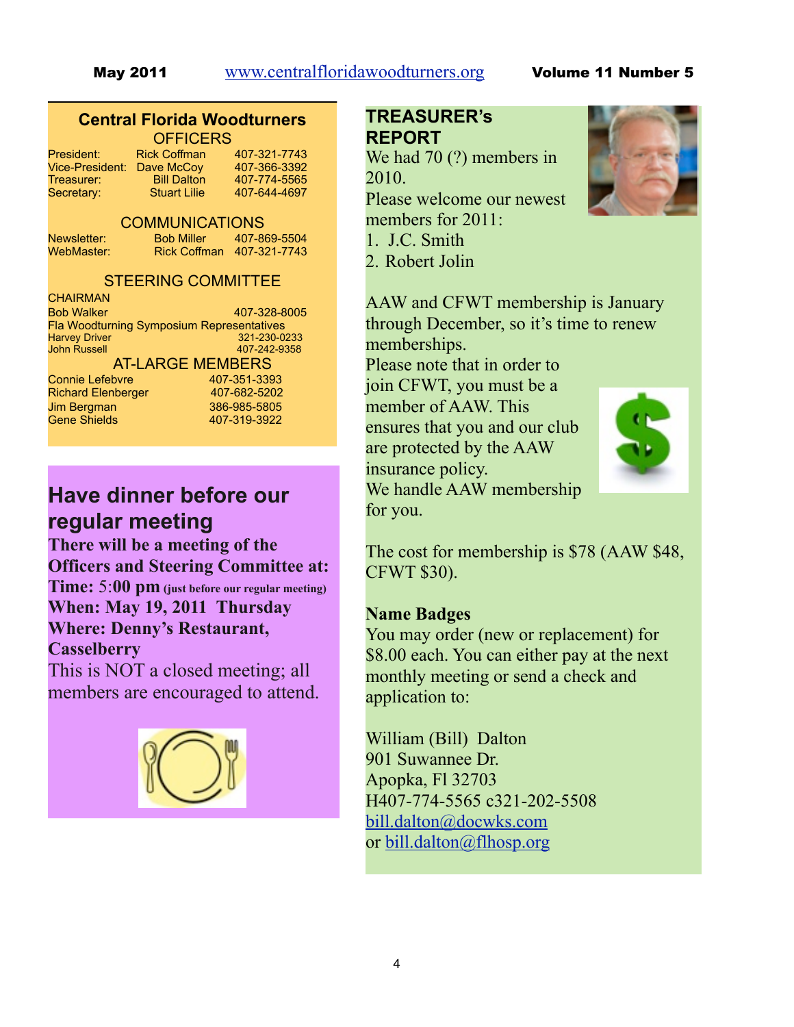## Central Florida Woodturners

### OFFICERS

| | | |
|---|---|---|
| President: | Rick Coffman | 407-321-7743 |
| Vice-President: | Dave McCoy | 407-366-3392 |
| Treasurer: | Bill Dalton | 407-774-5565 |
| Secretary: | Stuart Lilie | 407-644-4697 |

### COMMUNICATIONS

| | | |
|---|---|---|
| Newsletter: | Bob Miller | 407-869-5504 |
| WebMaster: | Rick Coffman | 407-321-7743 |

### STEERING COMMITTEE

CHAIRMAN

| | |
|---|---|
| Bob Walker | 407-328-8005 |

Fla Woodturning Symposium Representatives

| | |
|---|---|
| Harvey Driver | 321-230-0233 |
| John Russell | 407-242-9358 |

### AT-LARGE MEMBERS

| | |
|---|---|
| Connie Lefebvre | 407-351-3393 |
| Richard Elenberger | 407-682-5202 |
| Jim Bergman | 386-985-5805 |
| Gene Shields | 407-319-3922 |

## Have dinner before our regular meeting

**There will be a meeting of the Officers and Steering Committee at:**
**Time: 5:00 pm** **(just before our regular meeting)**
**When: May 19, 2011 Thursday**
**Where: Denny's Restaurant, Casselberry**
This is NOT a closed meeting; all members are encouraged to attend.

## TREASURER's REPORT

We had 70 (?) members in 2010.
Please welcome our newest members for 2011:

1. J.C. Smith
2. Robert Jolin

AAW and CFWT membership is January through December, so it's time to renew memberships.
Please note that in order to join CFWT, you must be a member of AAW. This ensures that you and our club are protected by the AAW insurance policy.
We handle AAW membership for you.

The cost for membership is $78 (AAW $48, CFWT $30).

**Name Badges**
You may order (new or replacement) for $8.00 each. You can either pay at the next monthly meeting or send a check and application to:

William (Bill) Dalton
901 Suwannee Dr.
Apopka, Fl 32703
H407-774-5565 c321-202-5508
bill.dalton@docwks.com
or bill.dalton@flhosp.org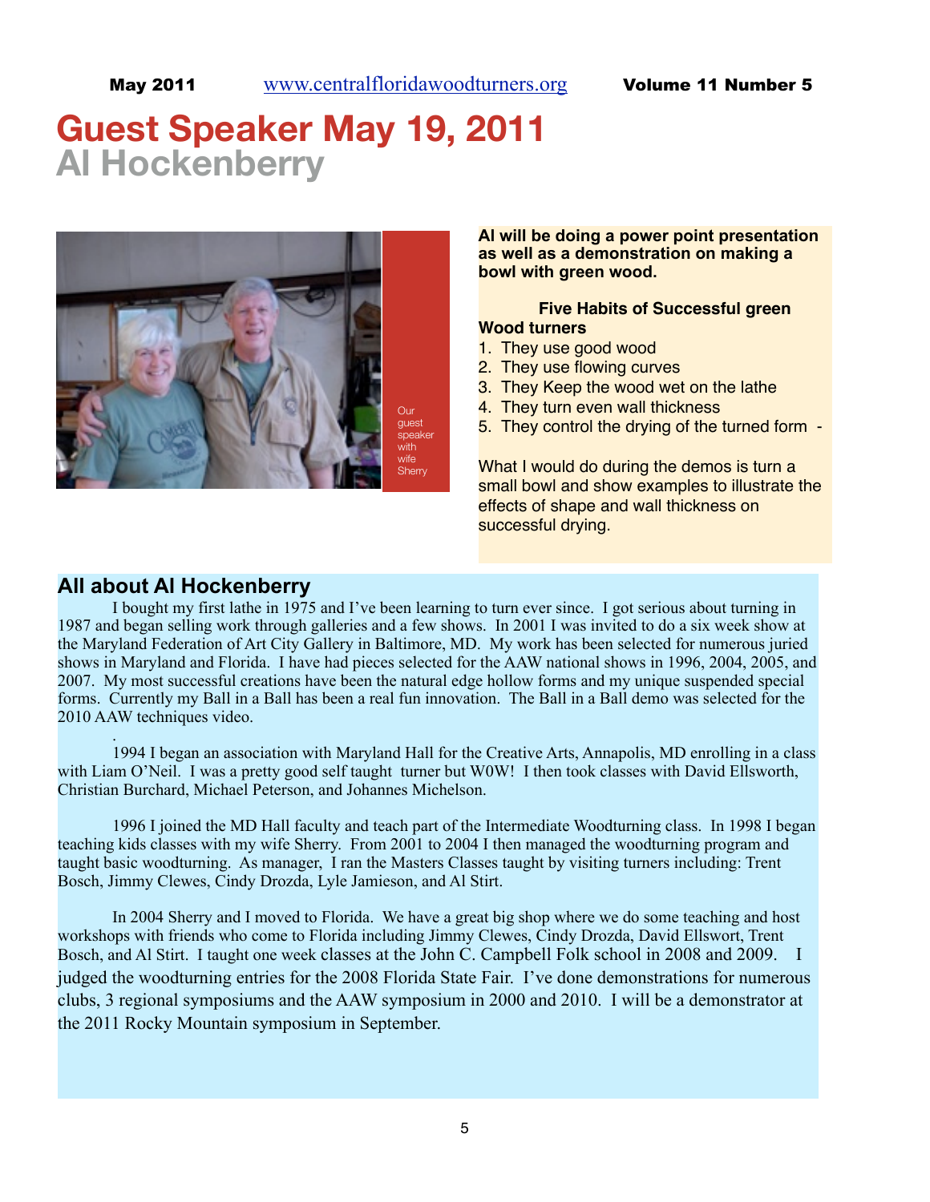# Guest Speaker May 19, 2011

## Al Hockenberry

Our guest speaker with wife Sherry

**Al will be doing a power point presentation as well as a demonstration on making a bowl with green wood.**

**Five Habits of Successful green Wood turners**

1. They use good wood
2. They use flowing curves
3. They Keep the wood wet on the lathe
4. They turn even wall thickness
5. They control the drying of the turned form -

What I would do during the demos is turn a small bowl and show examples to illustrate the effects of shape and wall thickness on successful drying.

## All about Al Hockenberry

I bought my first lathe in 1975 and I've been learning to turn ever since. I got serious about turning in 1987 and began selling work through galleries and a few shows. In 2001 I was invited to do a six week show at the Maryland Federation of Art City Gallery in Baltimore, MD. My work has been selected for numerous juried shows in Maryland and Florida. I have had pieces selected for the AAW national shows in 1996, 2004, 2005, and 2007. My most successful creations have been the natural edge hollow forms and my unique suspended special forms. Currently my Ball in a Ball has been a real fun innovation. The Ball in a Ball demo was selected for the 2010 AAW techniques video.

1994 I began an association with Maryland Hall for the Creative Arts, Annapolis, MD enrolling in a class with Liam O'Neil. I was a pretty good self taught turner but W0W! I then took classes with David Ellsworth, Christian Burchard, Michael Peterson, and Johannes Michelson.

1996 I joined the MD Hall faculty and teach part of the Intermediate Woodturning class. In 1998 I began teaching kids classes with my wife Sherry. From 2001 to 2004 I then managed the woodturning program and taught basic woodturning. As manager, I ran the Masters Classes taught by visiting turners including: Trent Bosch, Jimmy Clewes, Cindy Drozda, Lyle Jamieson, and Al Stirt.

In 2004 Sherry and I moved to Florida. We have a great big shop where we do some teaching and host workshops with friends who come to Florida including Jimmy Clewes, Cindy Drozda, David Ellswort, Trent Bosch, and Al Stirt. I taught one week classes at the John C. Campbell Folk school in 2008 and 2009. I judged the woodturning entries for the 2008 Florida State Fair. I've done demonstrations for numerous clubs, 3 regional symposiums and the AAW symposium in 2000 and 2010. I will be a demonstrator at the 2011 Rocky Mountain symposium in September.